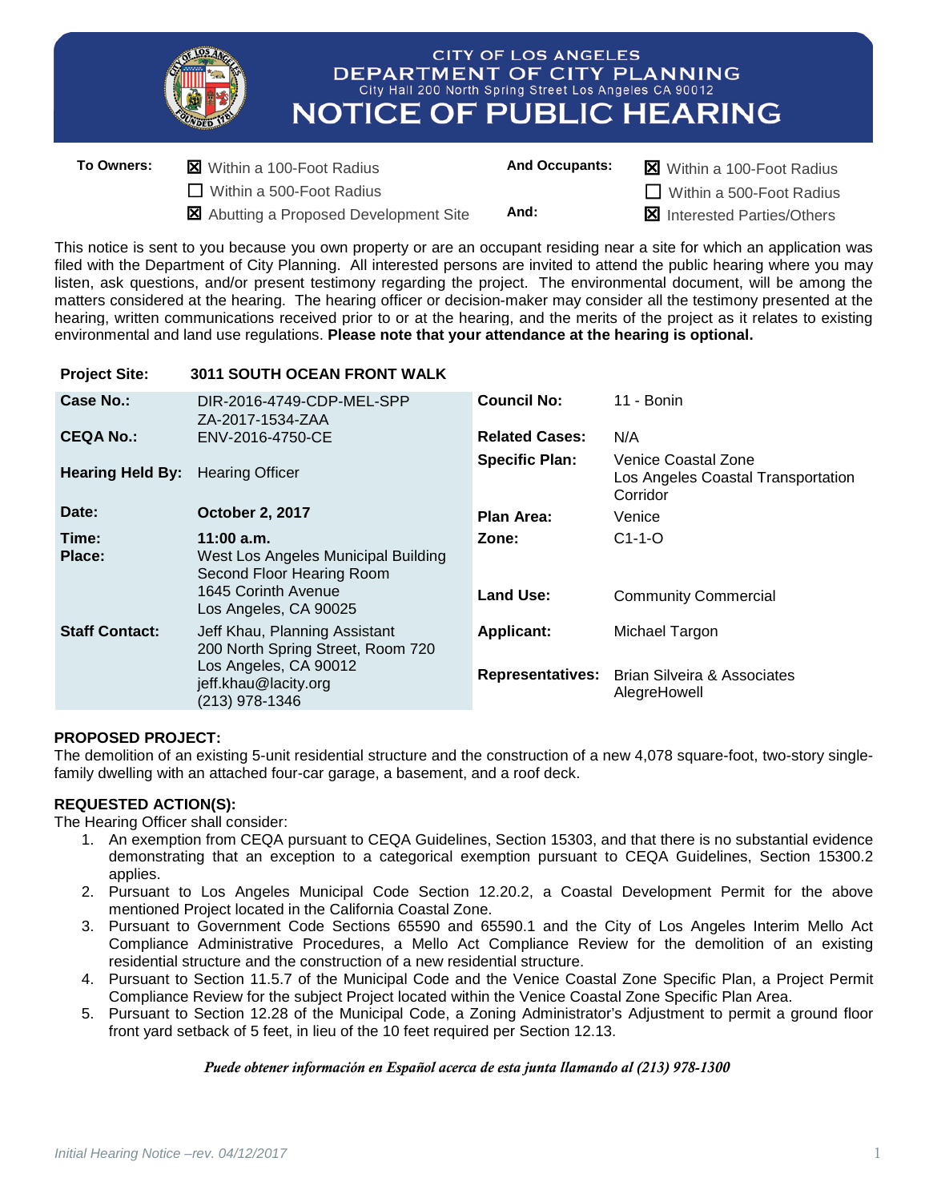CITY OF LOS ANGELES
DEPARTMENT OF CITY PLANNING
City Hall 200 North Spring Street Los Angeles CA 90012

# NOTICE OF PUBLIC HEARING

| **To Owners:** | ☒ Within a 100-Foot Radius | **And Occupants:** | ☒ Within a 100-Foot Radius |
|---|---|---|---|
| | ☐ Within a 500-Foot Radius | | ☐ Within a 500-Foot Radius |
| | ☒ Abutting a Proposed Development Site | **And:** | ☒ Interested Parties/Others |

This notice is sent to you because you own property or are an occupant residing near a site for which an application was filed with the Department of City Planning. All interested persons are invited to attend the public hearing where you may listen, ask questions, and/or present testimony regarding the project. The environmental document, will be among the matters considered at the hearing. The hearing officer or decision-maker may consider all the testimony presented at the hearing, written communications received prior to or at the hearing, and the merits of the project as it relates to existing environmental and land use regulations. **Please note that your attendance at the hearing is optional.**

**Project Site:** **3011 SOUTH OCEAN FRONT WALK**

| | | | |
|---|---|---|---|
| **Case No.:** | DIR-2016-4749-CDP-MEL-SPP<br>ZA-2017-1534-ZAA | **Council No:** | 11 - Bonin |
| **CEQA No.:** | ENV-2016-4750-CE | **Related Cases:** | N/A |
| **Hearing Held By:** | Hearing Officer | **Specific Plan:** | Venice Coastal Zone<br>Los Angeles Coastal Transportation Corridor |
| **Date:** | **October 2, 2017** | **Plan Area:** | Venice |
| **Time:**<br>**Place:** | **11:00 a.m.**<br>West Los Angeles Municipal Building<br>Second Floor Hearing Room<br>1645 Corinth Avenue<br>Los Angeles, CA 90025 | **Zone:**<br><br>**Land Use:** | C1-1-O<br><br>Community Commercial |
| **Staff Contact:** | Jeff Khau, Planning Assistant<br>200 North Spring Street, Room 720<br>Los Angeles, CA 90012<br>jeff.khau@lacity.org<br>(213) 978-1346 | **Applicant:**<br><br>**Representatives:** | Michael Targon<br><br>Brian Silveira & Associates<br>AlegreHowell |

**PROPOSED PROJECT:**
The demolition of an existing 5-unit residential structure and the construction of a new 4,078 square-foot, two-story single-family dwelling with an attached four-car garage, a basement, and a roof deck.

**REQUESTED ACTION(S):**
The Hearing Officer shall consider:

1. An exemption from CEQA pursuant to CEQA Guidelines, Section 15303, and that there is no substantial evidence demonstrating that an exception to a categorical exemption pursuant to CEQA Guidelines, Section 15300.2 applies.
2. Pursuant to Los Angeles Municipal Code Section 12.20.2, a Coastal Development Permit for the above mentioned Project located in the California Coastal Zone.
3. Pursuant to Government Code Sections 65590 and 65590.1 and the City of Los Angeles Interim Mello Act Compliance Administrative Procedures, a Mello Act Compliance Review for the demolition of an existing residential structure and the construction of a new residential structure.
4. Pursuant to Section 11.5.7 of the Municipal Code and the Venice Coastal Zone Specific Plan, a Project Permit Compliance Review for the subject Project located within the Venice Coastal Zone Specific Plan Area.
5. Pursuant to Section 12.28 of the Municipal Code, a Zoning Administrator's Adjustment to permit a ground floor front yard setback of 5 feet, in lieu of the 10 feet required per Section 12.13.

*Puede obtener información en Español acerca de esta junta llamando al (213) 978-1300*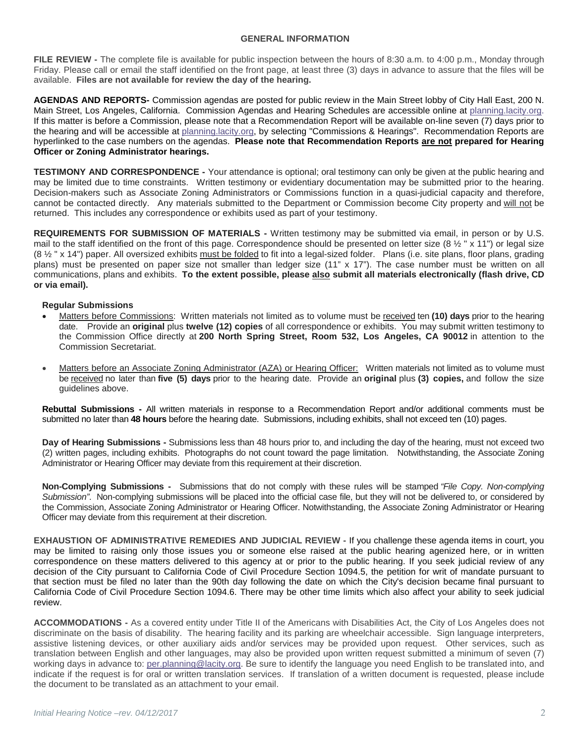# GENERAL INFORMATION

**FILE REVIEW -** The complete file is available for public inspection between the hours of 8:30 a.m. to 4:00 p.m., Monday through Friday. Please call or email the staff identified on the front page, at least three (3) days in advance to assure that the files will be available. **Files are not available for review the day of the hearing.**

**AGENDAS AND REPORTS-** Commission agendas are posted for public review in the Main Street lobby of City Hall East, 200 N. Main Street, Los Angeles, California. Commission Agendas and Hearing Schedules are accessible online at planning.lacity.org. If this matter is before a Commission, please note that a Recommendation Report will be available on-line seven (7) days prior to the hearing and will be accessible at planning.lacity.org, by selecting "Commissions & Hearings". Recommendation Reports are hyperlinked to the case numbers on the agendas. **Please note that Recommendation Reports are not prepared for Hearing Officer or Zoning Administrator hearings.**

**TESTIMONY AND CORRESPONDENCE -** Your attendance is optional; oral testimony can only be given at the public hearing and may be limited due to time constraints. Written testimony or evidentiary documentation may be submitted prior to the hearing. Decision-makers such as Associate Zoning Administrators or Commissions function in a quasi-judicial capacity and therefore, cannot be contacted directly. Any materials submitted to the Department or Commission become City property and will not be returned. This includes any correspondence or exhibits used as part of your testimony.

**REQUIREMENTS FOR SUBMISSION OF MATERIALS -** Written testimony may be submitted via email, in person or by U.S. mail to the staff identified on the front of this page. Correspondence should be presented on letter size (8 ½ " x 11") or legal size (8 ½ " x 14") paper. All oversized exhibits must be folded to fit into a legal-sized folder. Plans (i.e. site plans, floor plans, grading plans) must be presented on paper size not smaller than ledger size (11" x 17"). The case number must be written on all communications, plans and exhibits. **To the extent possible, please also submit all materials electronically (flash drive, CD or via email).**

**Regular Submissions**

- Matters before Commissions: Written materials not limited as to volume must be received ten **(10) days** prior to the hearing date. Provide an **original** plus **twelve (12) copies** of all correspondence or exhibits. You may submit written testimony to the Commission Office directly at **200 North Spring Street, Room 532, Los Angeles, CA 90012** in attention to the Commission Secretariat.
- Matters before an Associate Zoning Administrator (AZA) or Hearing Officer: Written materials not limited as to volume must be received no later than **five (5) days** prior to the hearing date. Provide an **original** plus **(3) copies,** and follow the size guidelines above.

**Rebuttal Submissions -** All written materials in response to a Recommendation Report and/or additional comments must be submitted no later than **48 hours** before the hearing date. Submissions, including exhibits, shall not exceed ten (10) pages.

**Day of Hearing Submissions -** Submissions less than 48 hours prior to, and including the day of the hearing, must not exceed two (2) written pages, including exhibits. Photographs do not count toward the page limitation. Notwithstanding, the Associate Zoning Administrator or Hearing Officer may deviate from this requirement at their discretion.

**Non-Complying Submissions -** Submissions that do not comply with these rules will be stamped *"File Copy. Non-complying Submission"*. Non-complying submissions will be placed into the official case file, but they will not be delivered to, or considered by the Commission, Associate Zoning Administrator or Hearing Officer. Notwithstanding, the Associate Zoning Administrator or Hearing Officer may deviate from this requirement at their discretion.

**EXHAUSTION OF ADMINISTRATIVE REMEDIES AND JUDICIAL REVIEW -** If you challenge these agenda items in court, you may be limited to raising only those issues you or someone else raised at the public hearing agenized here, or in written correspondence on these matters delivered to this agency at or prior to the public hearing. If you seek judicial review of any decision of the City pursuant to California Code of Civil Procedure Section 1094.5, the petition for writ of mandate pursuant to that section must be filed no later than the 90th day following the date on which the City's decision became final pursuant to California Code of Civil Procedure Section 1094.6. There may be other time limits which also affect your ability to seek judicial review.

**ACCOMMODATIONS -** As a covered entity under Title II of the Americans with Disabilities Act, the City of Los Angeles does not discriminate on the basis of disability. The hearing facility and its parking are wheelchair accessible. Sign language interpreters, assistive listening devices, or other auxiliary aids and/or services may be provided upon request. Other services, such as translation between English and other languages, may also be provided upon written request submitted a minimum of seven (7) working days in advance to: per.planning@lacity.org. Be sure to identify the language you need English to be translated into, and indicate if the request is for oral or written translation services. If translation of a written document is requested, please include the document to be translated as an attachment to your email.